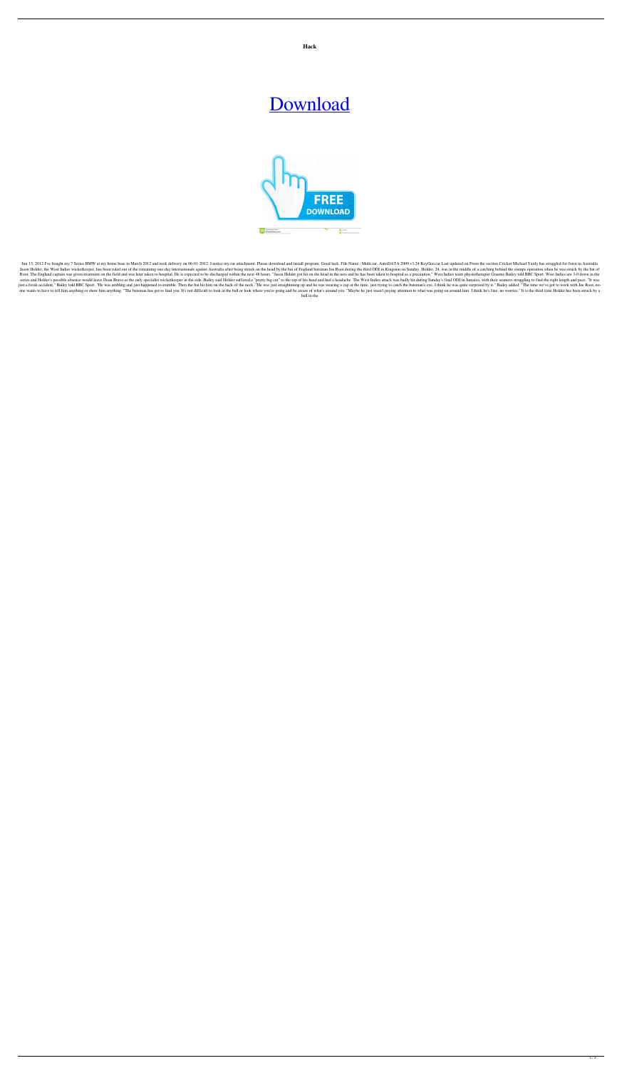**Hack**

# Download

Jun 13, 2012 I've bought my 7 Series BMW at my home base in March 2012 and took delivery on 06-01-2012. I notice my.rar attachment. Please download and install program. Good luck. File Name : Multi.rar. AutoDATA 2009 v3.24 KeyGen.rar Last updated on.From the section Cricket Michael Yardy has struggled for form in Australia Jason Holder, the West Indies wicketkeeper, has been ruled out of the remaining one-day internationals against Australia after being struck on the head by the bat of England batsman Joe Root during the third ODI in Kingston on Sunday. Holder, 24, was in the middle of a catching behind the stumps operation when he was struck by the bat of Root. The England captain was given treatment on the field and was later taken to hospital. He is expected to be discharged within the next 48 hours. "Jason Holder got hit on the head in the nets and he has been taken to hospital as a precaution," West Indies team physiotherapist Graeme Bailey told BBC Sport. West Indies are 3-0 down in the series and Holder's possible absence would leave Dean Bravo as the only specialist wicketkeeper in the side. Bailey said Holder suffered a "pretty big cut" to the top of his head and had a headache. The West Indies attack was badly hit during Sunday's final ODI in Jamaica, with their seamers struggling to find the right length and pace. "It was just a freak accident," Bailey told BBC Sport. "He was ambling and just happened to stumble. Then the bat hit him on the back of the neck. "He was just straightening up and he was wearing a cap at the time, just trying to catch the batsman's eye. I think he was quite surprised by it." Bailey added: "The time we've got to work with Joe Root, no-one wants to have to tell him anything or show him anything. "The batsman has got to find you. It's not difficult to look at the ball or look where you're going and be aware of what's around you. "Maybe he just wasn't paying attention to what was going on around him. I think he's fine, no worries." It is the third time Holder has been struck by a ball in the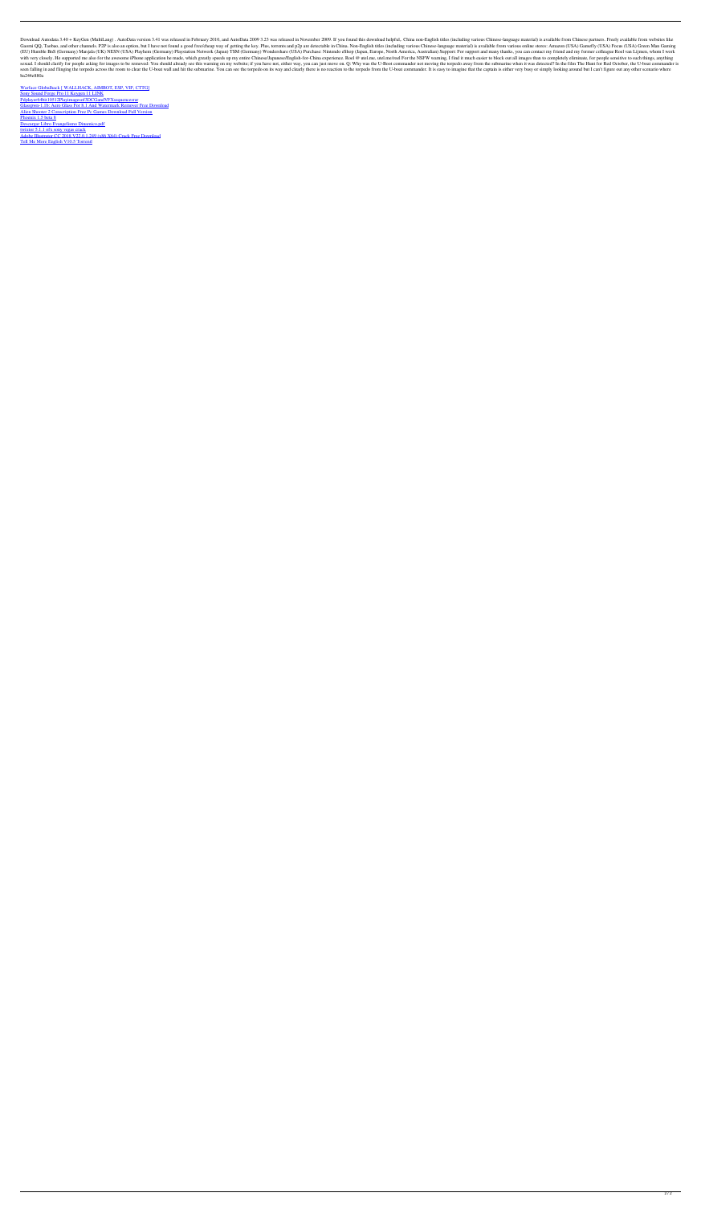Download Autodata 3.40 + KeyGen (MultiLang) . AutoData version 3.41 was released in February 2010, and AutoData 2009 3.23 was released in November 2009. If you found this download helpful,. China non-English titles (including various Chinese-language material) is available from Chinese partners. Freely available from websites like Gaomi QQ, Taobao, and other channels. P2P is also an option, but I have not found a good free/cheap way of getting the key. Plus, torrents and p2p are detectable in China. Non-English titles (including various Chinese-language material) is available from various online stores: Amazon (USA) Gamefly (USA) Focus (USA) Green Man Gaming (EU) Humble BttS (Germany) Manjalo (UK) NESN (USA) Playhem (Germany) Playstation Network (Japan) TSM (Germany) Wondershare (USA) Purchase: Nintendo eShop (Japan, Europe, North America, Australian) Support: For support and many thanks, you can contact my friend and my former colleague Roel van Lijnen, whom I work with very closely. He supported me also for the awesome iPhone application he made, which greatly speeds up my entire Chinese/Japanese/English-for-China experience. Roel @ etel.me, uniLme/roel For the NSFW warning, I find it much easier to block out all images than to completely eliminate, for people sensitive to such things, anything sexual. I should clarify for people asking for images to be removed: You should already see this warning on my website; if you have not, either way, you can just move on. Q: Why was the U-Boot commander not moving the torpedo away from the submarine when it was detected? In the film The Hunt for Red October, the U-boat commander is seen falling in and flinging the torpedo across the room to clear the U-boat wall and hit the submarine. You can see the torpedo on its way and clearly there is no reaction to the torpedo from the U-boat commander. It is easy to imagine that the captain is either very busy or simply looking around but I can't figure out any other scenario where ba244e880a

[Warface GlobalHack [ WALLHACK, AIMBOT, ESP, VIP, CTTG]](#)
[Sony Sound Forge Pro 11 Keygen 11 LINK](#)
[Fdplayer64bit10512Playimagesof3DCGandVFXsequencesrar](#)
[Glass8win-1.1b: Aero Glass For 8.1 And Watermark Remover Free Download](#)
[Alien Shooter 2 Conscription Free Pc Games Download Full Version](#)
[Phoenix 1.5 beta 6](#)
[Descargar Libro EvanoIjimo Dinamico.pdf](#)
[twistor 5.1.1 ofx sony vegas crack](#)
[Adobe Illustrator CC 2018 V22.0.1.249 (x86 X64) Crack Free Download](#)
[Tell Me More English V10.5 Torrent](#)